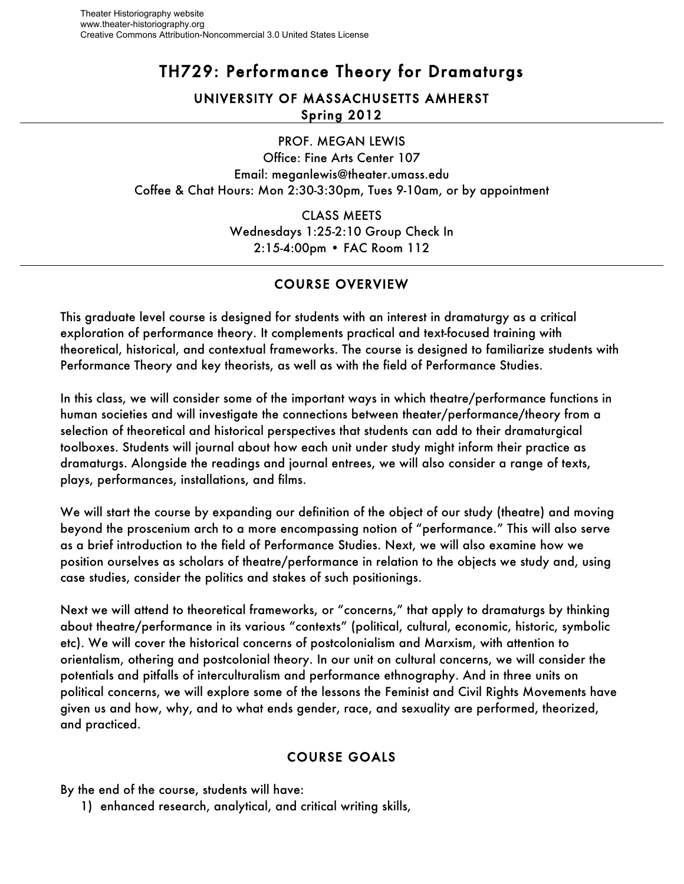Theater Historiography website
www.theater-historiography.org
Creative Commons Attribution-Noncommercial 3.0 United States License

# TH729: Performance Theory for Dramaturgs

## UNIVERSITY OF MASSACHUSETTS AMHERST
**Spring 2012**

PROF. MEGAN LEWIS
Office: Fine Arts Center 107
Email: meganlewis@theater.umass.edu
Coffee & Chat Hours: Mon 2:30-3:30pm, Tues 9-10am, or by appointment

CLASS MEETS
Wednesdays 1:25-2:10 Group Check In
2:15-4:00pm • FAC Room 112

## COURSE OVERVIEW

This graduate level course is designed for students with an interest in dramaturgy as a critical exploration of performance theory. It complements practical and text-focused training with theoretical, historical, and contextual frameworks. The course is designed to familiarize students with Performance Theory and key theorists, as well as with the field of Performance Studies.

In this class, we will consider some of the important ways in which theatre/performance functions in human societies and will investigate the connections between theater/performance/theory from a selection of theoretical and historical perspectives that students can add to their dramaturgical toolboxes. Students will journal about how each unit under study might inform their practice as dramaturgs. Alongside the readings and journal entrees, we will also consider a range of texts, plays, performances, installations, and films.

We will start the course by expanding our definition of the object of our study (theatre) and moving beyond the proscenium arch to a more encompassing notion of "performance." This will also serve as a brief introduction to the field of Performance Studies. Next, we will also examine how we position ourselves as scholars of theatre/performance in relation to the objects we study and, using case studies, consider the politics and stakes of such positionings.

Next we will attend to theoretical frameworks, or "concerns," that apply to dramaturgs by thinking about theatre/performance in its various "contexts" (political, cultural, economic, historic, symbolic etc). We will cover the historical concerns of postcolonialism and Marxism, with attention to orientalism, othering and postcolonial theory. In our unit on cultural concerns, we will consider the potentials and pitfalls of interculturalism and performance ethnography. And in three units on political concerns, we will explore some of the lessons the Feminist and Civil Rights Movements have given us and how, why, and to what ends gender, race, and sexuality are performed, theorized, and practiced.

## COURSE GOALS

By the end of the course, students will have:

1) enhanced research, analytical, and critical writing skills,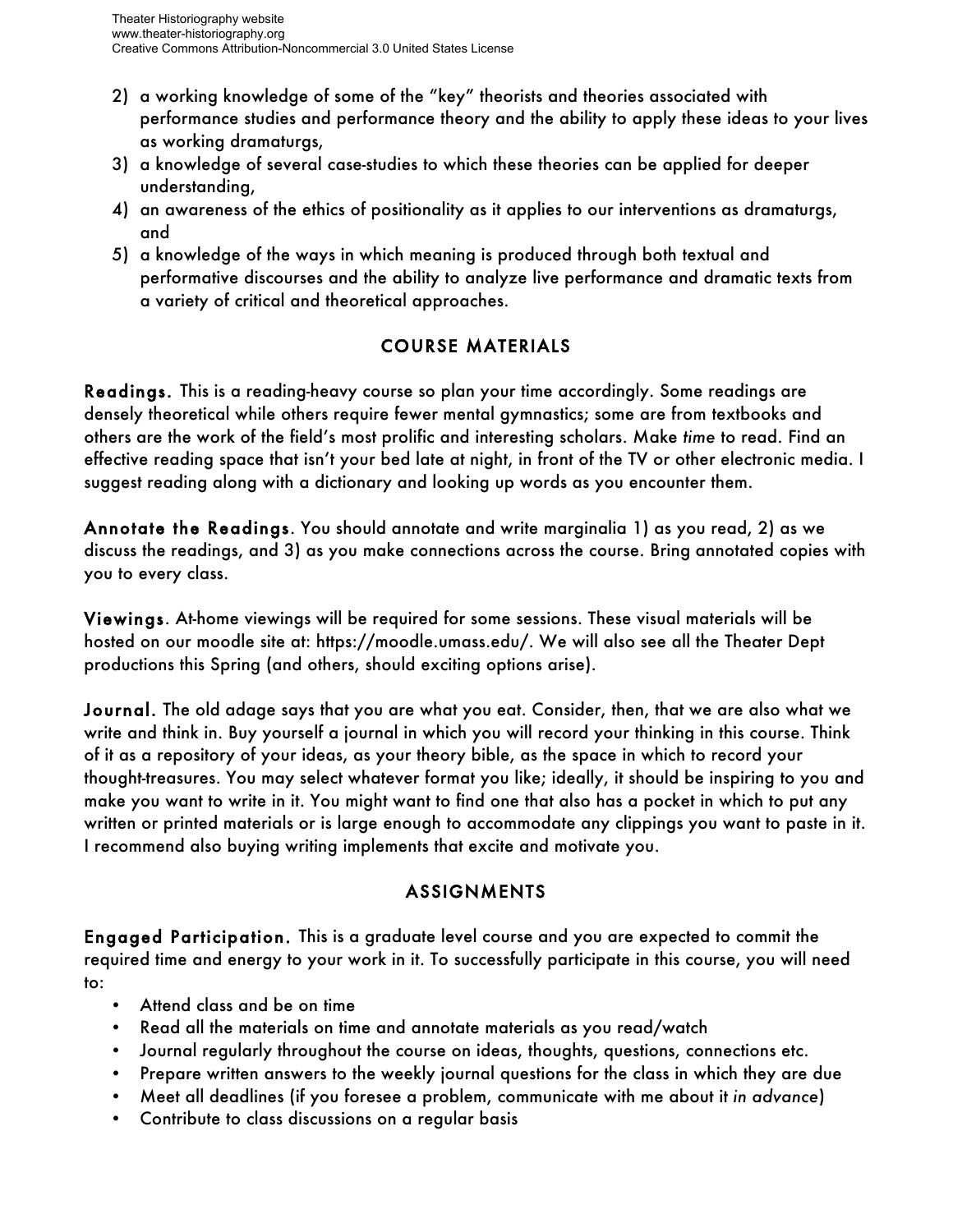2) a working knowledge of some of the "key" theorists and theories associated with performance studies and performance theory and the ability to apply these ideas to your lives as working dramaturgs,
3) a knowledge of several case-studies to which these theories can be applied for deeper understanding,
4) an awareness of the ethics of positionality as it applies to our interventions as dramaturgs, and
5) a knowledge of the ways in which meaning is produced through both textual and performative discourses and the ability to analyze live performance and dramatic texts from a variety of critical and theoretical approaches.

## COURSE MATERIALS

**Readings.** This is a reading-heavy course so plan your time accordingly. Some readings are densely theoretical while others require fewer mental gymnastics; some are from textbooks and others are the work of the field's most prolific and interesting scholars. Make *time* to read. Find an effective reading space that isn't your bed late at night, in front of the TV or other electronic media. I suggest reading along with a dictionary and looking up words as you encounter them.

**Annotate the Readings**. You should annotate and write marginalia 1) as you read, 2) as we discuss the readings, and 3) as you make connections across the course. Bring annotated copies with you to every class.

**Viewings**. At-home viewings will be required for some sessions. These visual materials will be hosted on our moodle site at: https://moodle.umass.edu/. We will also see all the Theater Dept productions this Spring (and others, should exciting options arise).

**Journal.** The old adage says that you are what you eat. Consider, then, that we are also what we write and think in. Buy yourself a journal in which you will record your thinking in this course. Think of it as a repository of your ideas, as your theory bible, as the space in which to record your thought-treasures. You may select whatever format you like; ideally, it should be inspiring to you and make you want to write in it. You might want to find one that also has a pocket in which to put any written or printed materials or is large enough to accommodate any clippings you want to paste in it. I recommend also buying writing implements that excite and motivate you.

## ASSIGNMENTS

**Engaged Participation.** This is a graduate level course and you are expected to commit the required time and energy to your work in it. To successfully participate in this course, you will need to:

- Attend class and be on time
- Read all the materials on time and annotate materials as you read/watch
- Journal regularly throughout the course on ideas, thoughts, questions, connections etc.
- Prepare written answers to the weekly journal questions for the class in which they are due
- Meet all deadlines (if you foresee a problem, communicate with me about it *in advance*)
- Contribute to class discussions on a regular basis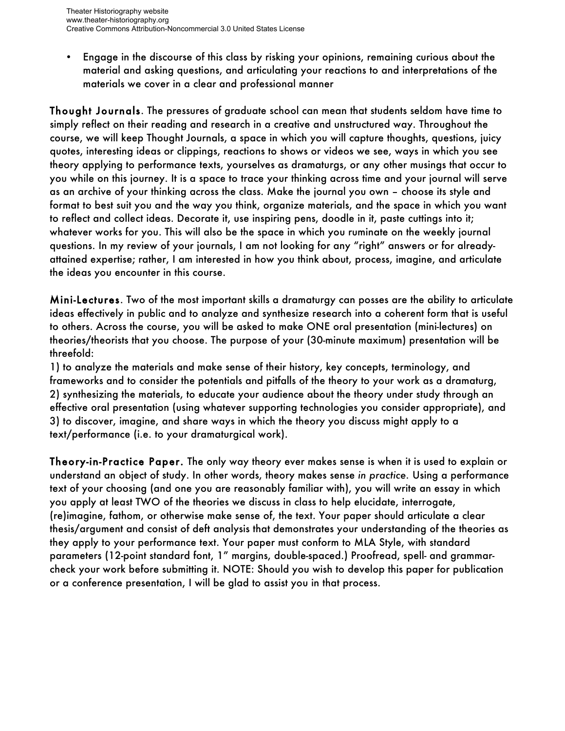- Engage in the discourse of this class by risking your opinions, remaining curious about the material and asking questions, and articulating your reactions to and interpretations of the materials we cover in a clear and professional manner

**Thought Journals**. The pressures of graduate school can mean that students seldom have time to simply reflect on their reading and research in a creative and unstructured way. Throughout the course, we will keep Thought Journals, a space in which you will capture thoughts, questions, juicy quotes, interesting ideas or clippings, reactions to shows or videos we see, ways in which you see theory applying to performance texts, yourselves as dramaturgs, or any other musings that occur to you while on this journey. It is a space to trace your thinking across time and your journal will serve as an archive of your thinking across the class. Make the journal you own – choose its style and format to best suit you and the way you think, organize materials, and the space in which you want to reflect and collect ideas. Decorate it, use inspiring pens, doodle in it, paste cuttings into it; whatever works for you. This will also be the space in which you ruminate on the weekly journal questions. In my review of your journals, I am not looking for any "right" answers or for already-attained expertise; rather, I am interested in how you think about, process, imagine, and articulate the ideas you encounter in this course.

**Mini-Lectures**. Two of the most important skills a dramaturgy can posses are the ability to articulate ideas effectively in public and to analyze and synthesize research into a coherent form that is useful to others. Across the course, you will be asked to make ONE oral presentation (mini-lectures) on theories/theorists that you choose. The purpose of your (30-minute maximum) presentation will be threefold:

1) to analyze the materials and make sense of their history, key concepts, terminology, and frameworks and to consider the potentials and pitfalls of the theory to your work as a dramaturg,
2) synthesizing the materials, to educate your audience about the theory under study through an effective oral presentation (using whatever supporting technologies you consider appropriate), and
3) to discover, imagine, and share ways in which the theory you discuss might apply to a text/performance (i.e. to your dramaturgical work).

**Theory-in-Practice Paper.** The only way theory ever makes sense is when it is used to explain or understand an object of study. In other words, theory makes sense *in practice*. Using a performance text of your choosing (and one you are reasonably familiar with), you will write an essay in which you apply at least TWO of the theories we discuss in class to help elucidate, interrogate, (re)imagine, fathom, or otherwise make sense of, the text. Your paper should articulate a clear thesis/argument and consist of deft analysis that demonstrates your understanding of the theories as they apply to your performance text. Your paper must conform to MLA Style, with standard parameters (12-point standard font, 1" margins, double-spaced.) Proofread, spell- and grammar-check your work before submitting it. NOTE: Should you wish to develop this paper for publication or a conference presentation, I will be glad to assist you in that process.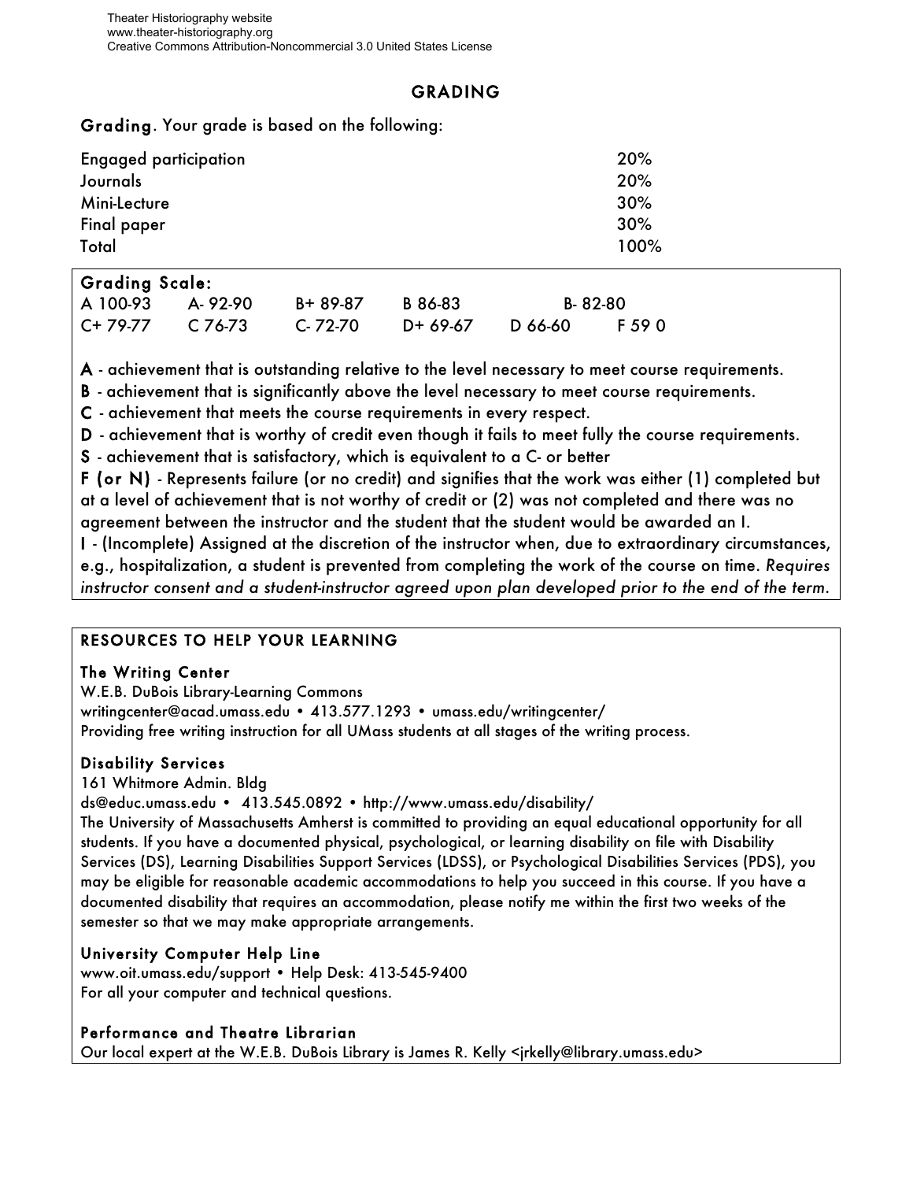## GRADING

**Grading**. Your grade is based on the following:

| | |
|---|---|
| Engaged participation | 20% |
| Journals | 20% |
| Mini-Lecture | 30% |
| Final paper | 30% |
| Total | 100% |

**Grading Scale:**

| | | | | | |
|---|---|---|---|---|---|
| A 100-93 | A- 92-90 | B+ 89-87 | B 86-83 | B- 82-80 | |
| C+ 79-77 | C 76-73 | C- 72-70 | D+ 69-67 | D 66-60 | F 59 0 |

**A** - achievement that is outstanding relative to the level necessary to meet course requirements.
**B** - achievement that is significantly above the level necessary to meet course requirements.
**C** - achievement that meets the course requirements in every respect.
**D** - achievement that is worthy of credit even though it fails to meet fully the course requirements.
**S** - achievement that is satisfactory, which is equivalent to a C- or better
**F (or N)** - Represents failure (or no credit) and signifies that the work was either (1) completed but at a level of achievement that is not worthy of credit or (2) was not completed and there was no agreement between the instructor and the student that the student would be awarded an I.
**I** - (Incomplete) Assigned at the discretion of the instructor when, due to extraordinary circumstances, e.g., hospitalization, a student is prevented from completing the work of the course on time. *Requires instructor consent and a student-instructor agreed upon plan developed prior to the end of the term.*

### RESOURCES TO HELP YOUR LEARNING

**The Writing Center**
W.E.B. DuBois Library-Learning Commons
writingcenter@acad.umass.edu • 413.577.1293 • umass.edu/writingcenter/
Providing free writing instruction for all UMass students at all stages of the writing process.

**Disability Services**
161 Whitmore Admin. Bldg
ds@educ.umass.edu • 413.545.0892 • http://www.umass.edu/disability/
The University of Massachusetts Amherst is committed to providing an equal educational opportunity for all students. If you have a documented physical, psychological, or learning disability on file with Disability Services (DS), Learning Disabilities Support Services (LDSS), or Psychological Disabilities Services (PDS), you may be eligible for reasonable academic accommodations to help you succeed in this course. If you have a documented disability that requires an accommodation, please notify me within the first two weeks of the semester so that we may make appropriate arrangements.

**University Computer Help Line**
www.oit.umass.edu/support • Help Desk: 413-545-9400
For all your computer and technical questions.

**Performance and Theatre Librarian**
Our local expert at the W.E.B. DuBois Library is James R. Kelly <jrkelly@library.umass.edu>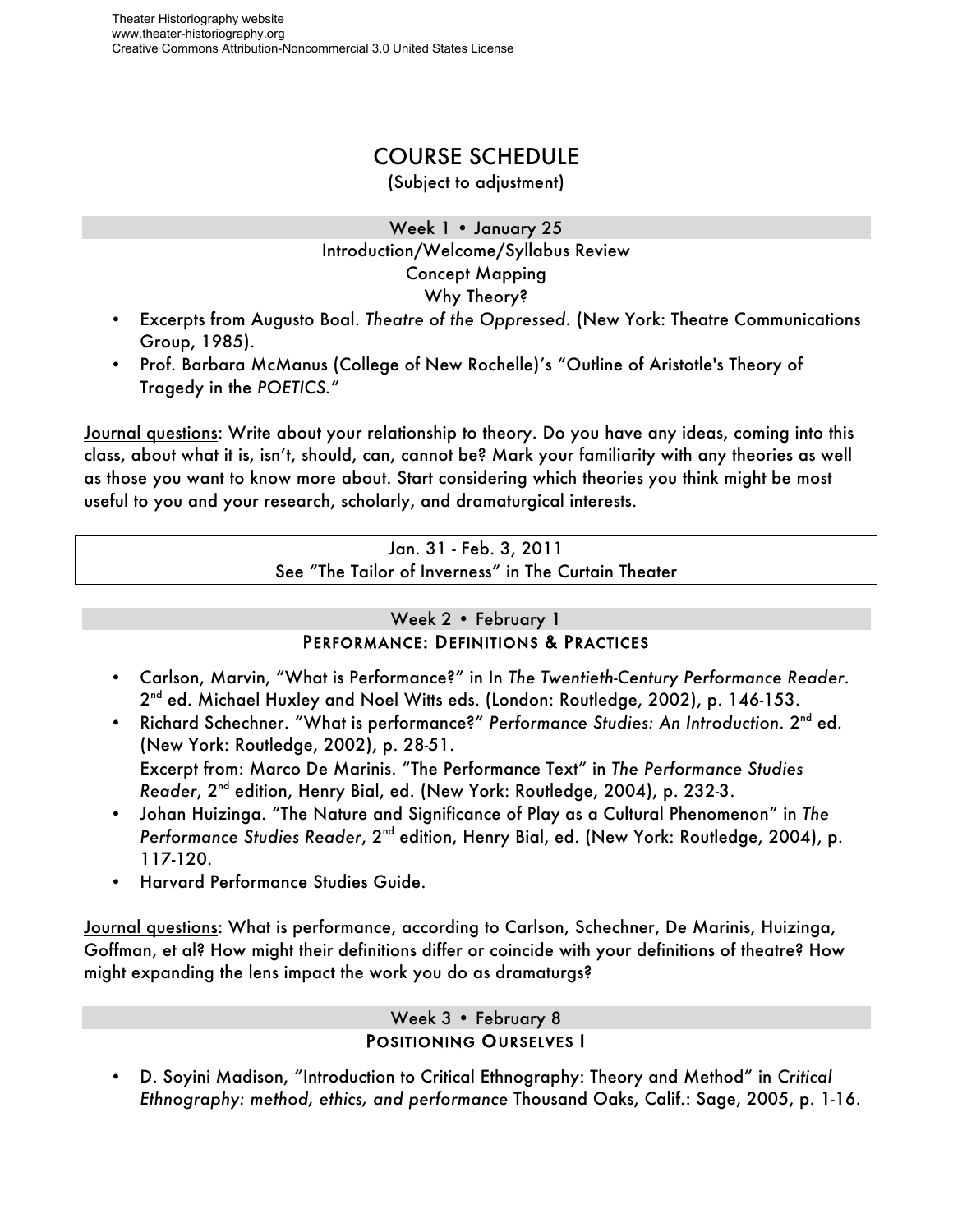Theater Historiography website
www.theater-historiography.org
Creative Commons Attribution-Noncommercial 3.0 United States License

# COURSE SCHEDULE

(Subject to adjustment)

## Week 1 • January 25

Introduction/Welcome/Syllabus Review
Concept Mapping
Why Theory?

- Excerpts from Augusto Boal. *Theatre of the Oppressed*. (New York: Theatre Communications Group, 1985).
- Prof. Barbara McManus (College of New Rochelle)'s "Outline of Aristotle's Theory of Tragedy in the *POETICS*."

Journal questions: Write about your relationship to theory. Do you have any ideas, coming into this class, about what it is, isn't, should, can, cannot be? Mark your familiarity with any theories as well as those you want to know more about. Start considering which theories you think might be most useful to you and your research, scholarly, and dramaturgical interests.

Jan. 31 - Feb. 3, 2011
See "The Tailor of Inverness" in The Curtain Theater

## Week 2 • February 1

### PERFORMANCE: DEFINITIONS & PRACTICES

- Carlson, Marvin, "What is Performance?" in In *The Twentieth-Century Performance Reader*. 2nd ed. Michael Huxley and Noel Witts eds. (London: Routledge, 2002), p. 146-153.
- Richard Schechner. "What is performance?" *Performance Studies: An Introduction*. 2nd ed. (New York: Routledge, 2002), p. 28-51.
  Excerpt from: Marco De Marinis. "The Performance Text" in *The Performance Studies Reader*, 2nd edition, Henry Bial, ed. (New York: Routledge, 2004), p. 232-3.
- Johan Huizinga. "The Nature and Significance of Play as a Cultural Phenomenon" in *The Performance Studies Reader*, 2nd edition, Henry Bial, ed. (New York: Routledge, 2004), p. 117-120.
- Harvard Performance Studies Guide.

Journal questions: What is performance, according to Carlson, Schechner, De Marinis, Huizinga, Goffman, et al? How might their definitions differ or coincide with your definitions of theatre? How might expanding the lens impact the work you do as dramaturgs?

## Week 3 • February 8

### POSITIONING OURSELVES I

- D. Soyini Madison, "Introduction to Critical Ethnography: Theory and Method" in *Critical Ethnography: method, ethics, and performance* Thousand Oaks, Calif.: Sage, 2005, p. 1-16.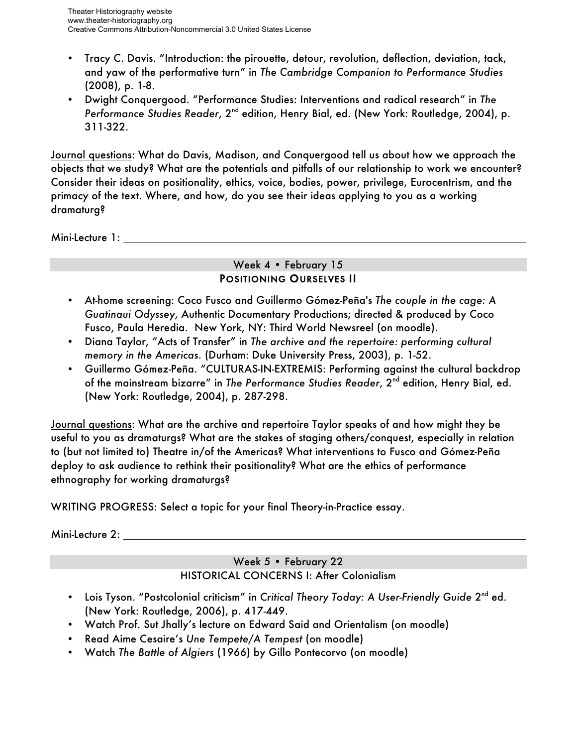- Tracy C. Davis. "Introduction: the pirouette, detour, revolution, deflection, deviation, tack, and yaw of the performative turn" in *The Cambridge Companion to Performance Studies* (2008), p. 1-8.
- Dwight Conquergood. "Performance Studies: Interventions and radical research" in *The Performance Studies Reader*, 2nd edition, Henry Bial, ed. (New York: Routledge, 2004), p. 311-322.

Journal questions: What do Davis, Madison, and Conquergood tell us about how we approach the objects that we study? What are the potentials and pitfalls of our relationship to work we encounter? Consider their ideas on positionality, ethics, voice, bodies, power, privilege, Eurocentrism, and the primacy of the text. Where, and how, do you see their ideas applying to you as a working dramaturg?

Mini-Lecture 1: ______________________________

## Week 4 • February 15
### POSITIONING OURSELVES II

- At-home screening: Coco Fusco and Guillermo Gómez-Peña's *The couple in the cage: A Guatinaui Odyssey*, Authentic Documentary Productions; directed & produced by Coco Fusco, Paula Heredia. New York, NY: Third World Newsreel (on moodle).
- Diana Taylor, "Acts of Transfer" in *The archive and the repertoire: performing cultural memory in the Americas*. (Durham: Duke University Press, 2003), p. 1-52.
- Guillermo Gómez-Peña. "CULTURAS-IN-EXTREMIS: Performing against the cultural backdrop of the mainstream bizarre" in *The Performance Studies Reader*, 2nd edition, Henry Bial, ed. (New York: Routledge, 2004), p. 287-298.

Journal questions: What are the archive and repertoire Taylor speaks of and how might they be useful to you as dramaturgs? What are the stakes of staging others/conquest, especially in relation to (but not limited to) Theatre in/of the Americas? What interventions to Fusco and Gómez-Peña deploy to ask audience to rethink their positionality? What are the ethics of performance ethnography for working dramaturgs?

WRITING PROGRESS: Select a topic for your final Theory-in-Practice essay.

Mini-Lecture 2: ______________________________

## Week 5 • February 22
### HISTORICAL CONCERNS I: After Colonialism

- Lois Tyson. "Postcolonial criticism" in *Critical Theory Today: A User-Friendly Guide* 2nd ed. (New York: Routledge, 2006), p. 417-449.
- Watch Prof. Sut Jhally's lecture on Edward Said and Orientalism (on moodle)
- Read Aime Cesaire's *Une Tempete/A Tempest* (on moodle)
- Watch *The Battle of Algiers* (1966) by Gillo Pontecorvo (on moodle)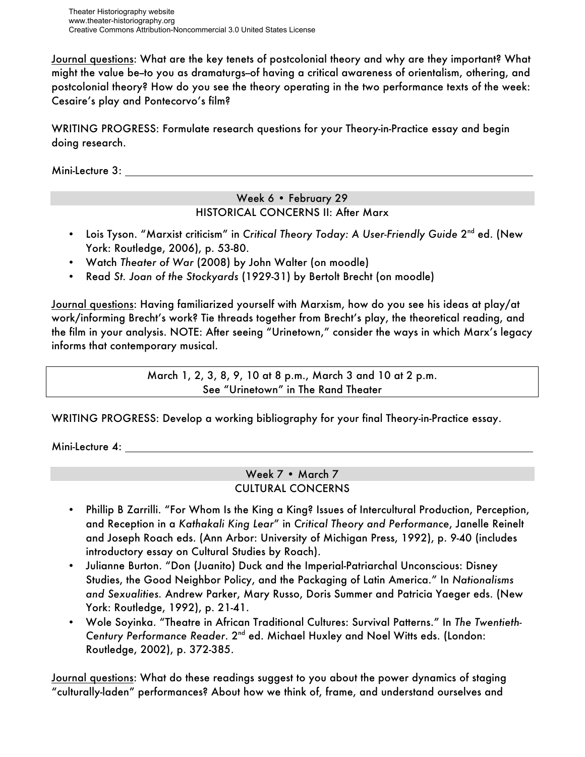Journal questions: What are the key tenets of postcolonial theory and why are they important? What might the value be–to you as dramaturgs–of having a critical awareness of orientalism, othering, and postcolonial theory? How do you see the theory operating in the two performance texts of the week: Cesaire's play and Pontecorvo's film?

WRITING PROGRESS: Formulate research questions for your Theory-in-Practice essay and begin doing research.

Mini-Lecture 3: ______________________________

## Week 6 • February 29
### HISTORICAL CONCERNS II: After Marx

- Lois Tyson. "Marxist criticism" in *Critical Theory Today: A User-Friendly Guide* 2nd ed. (New York: Routledge, 2006), p. 53-80.
- Watch *Theater of War* (2008) by John Walter (on moodle)
- Read *St. Joan of the Stockyards* (1929-31) by Bertolt Brecht (on moodle)

Journal questions: Having familiarized yourself with Marxism, how do you see his ideas at play/at work/informing Brecht's work? Tie threads together from Brecht's play, the theoretical reading, and the film in your analysis. NOTE: After seeing "Urinetown," consider the ways in which Marx's legacy informs that contemporary musical.

March 1, 2, 3, 8, 9, 10 at 8 p.m., March 3 and 10 at 2 p.m.
See "Urinetown" in The Rand Theater

WRITING PROGRESS: Develop a working bibliography for your final Theory-in-Practice essay.

Mini-Lecture 4: ______________________________

## Week 7 • March 7
### CULTURAL CONCERNS

- Phillip B Zarrilli. "For Whom Is the King a King? Issues of Intercultural Production, Perception, and Reception in a *Kathakali King Lear*" in *Critical Theory and Performance*, Janelle Reinelt and Joseph Roach eds. (Ann Arbor: University of Michigan Press, 1992), p. 9-40 (includes introductory essay on Cultural Studies by Roach).
- Julianne Burton. "Don (Juanito) Duck and the Imperial-Patriarchal Unconscious: Disney Studies, the Good Neighbor Policy, and the Packaging of Latin America." In *Nationalisms and Sexualities*. Andrew Parker, Mary Russo, Doris Summer and Patricia Yaeger eds. (New York: Routledge, 1992), p. 21-41.
- Wole Soyinka. "Theatre in African Traditional Cultures: Survival Patterns." In *The Twentieth-Century Performance Reader*. 2nd ed. Michael Huxley and Noel Witts eds. (London: Routledge, 2002), p. 372-385.

Journal questions: What do these readings suggest to you about the power dynamics of staging "culturally-laden" performances? About how we think of, frame, and understand ourselves and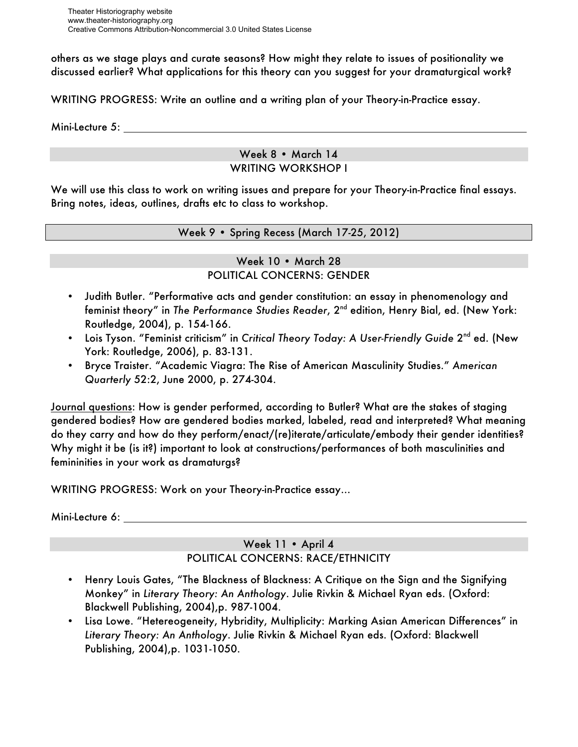others as we stage plays and curate seasons? How might they relate to issues of positionality we discussed earlier? What applications for this theory can you suggest for your dramaturgical work?

WRITING PROGRESS: Write an outline and a writing plan of your Theory-in-Practice essay.

Mini-Lecture 5: ______________________________________________

## Week 8 • March 14
## WRITING WORKSHOP I

We will use this class to work on writing issues and prepare for your Theory-in-Practice final essays. Bring notes, ideas, outlines, drafts etc to class to workshop.

## Week 9 • Spring Recess (March 17-25, 2012)

## Week 10 • March 28
## POLITICAL CONCERNS: GENDER

- Judith Butler. "Performative acts and gender constitution: an essay in phenomenology and feminist theory" in *The Performance Studies Reader*, 2nd edition, Henry Bial, ed. (New York: Routledge, 2004), p. 154-166.
- Lois Tyson. "Feminist criticism" in *Critical Theory Today: A User-Friendly Guide* 2nd ed. (New York: Routledge, 2006), p. 83-131.
- Bryce Traister. "Academic Viagra: The Rise of American Masculinity Studies." *American Quarterly* 52:2, June 2000, p. 274-304.

<u>Journal questions</u>: How is gender performed, according to Butler? What are the stakes of staging gendered bodies? How are gendered bodies marked, labeled, read and interpreted? What meaning do they carry and how do they perform/enact/(re)iterate/articulate/embody their gender identities? Why might it be (is it?) important to look at constructions/performances of both masculinities and femininities in your work as dramaturgs?

WRITING PROGRESS: Work on your Theory-in-Practice essay…

Mini-Lecture 6: ______________________________________________

## Week 11 • April 4
## POLITICAL CONCERNS: RACE/ETHNICITY

- Henry Louis Gates, "The Blackness of Blackness: A Critique on the Sign and the Signifying Monkey" in *Literary Theory: An Anthology*. Julie Rivkin & Michael Ryan eds. (Oxford: Blackwell Publishing, 2004),p. 987-1004.
- Lisa Lowe. "Hetereogeneity, Hybridity, Multiplicity: Marking Asian American Differences" in *Literary Theory: An Anthology*. Julie Rivkin & Michael Ryan eds. (Oxford: Blackwell Publishing, 2004),p. 1031-1050.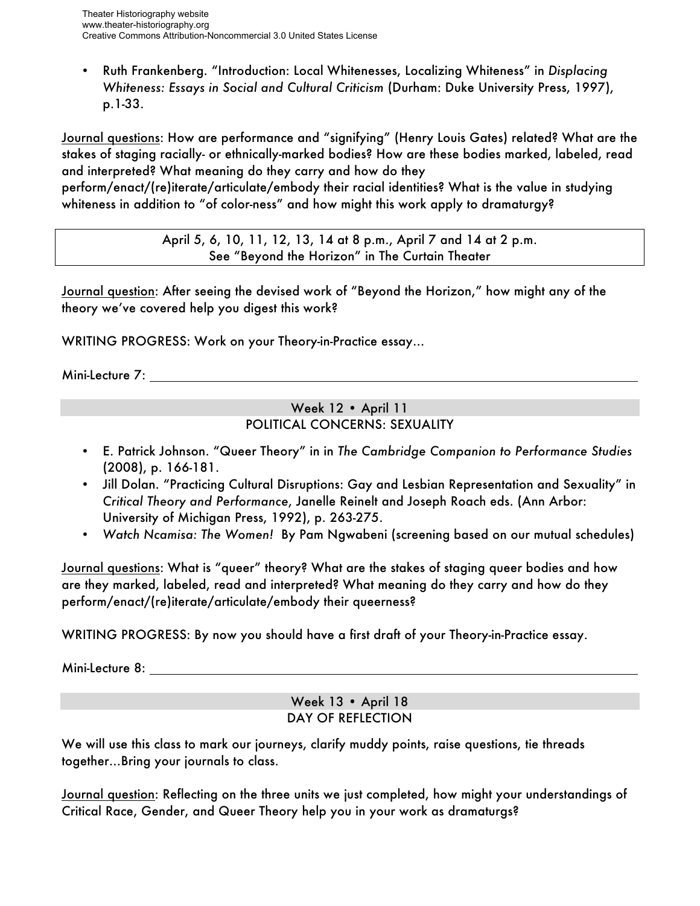- Ruth Frankenberg. "Introduction: Local Whitenesses, Localizing Whiteness" in *Displacing Whiteness: Essays in Social and Cultural Criticism* (Durham: Duke University Press, 1997), p.1-33.

Journal questions: How are performance and "signifying" (Henry Louis Gates) related? What are the stakes of staging racially- or ethnically-marked bodies? How are these bodies marked, labeled, read and interpreted? What meaning do they carry and how do they perform/enact/(re)iterate/articulate/embody their racial identities? What is the value in studying whiteness in addition to "of color-ness" and how might this work apply to dramaturgy?

April 5, 6, 10, 11, 12, 13, 14 at 8 p.m., April 7 and 14 at 2 p.m.
See "Beyond the Horizon" in The Curtain Theater

Journal question: After seeing the devised work of "Beyond the Horizon," how might any of the theory we've covered help you digest this work?

WRITING PROGRESS: Work on your Theory-in-Practice essay…

Mini-Lecture 7: ______________________________

## Week 12 • April 11
## POLITICAL CONCERNS: SEXUALITY

- E. Patrick Johnson. "Queer Theory" in in *The Cambridge Companion to Performance Studies* (2008), p. 166-181.
- Jill Dolan. "Practicing Cultural Disruptions: Gay and Lesbian Representation and Sexuality" in *Critical Theory and Performance*, Janelle Reinelt and Joseph Roach eds. (Ann Arbor: University of Michigan Press, 1992), p. 263-275.
- *Watch Ncamisa: The Women!* By Pam Ngwabeni (screening based on our mutual schedules)

Journal questions: What is "queer" theory? What are the stakes of staging queer bodies and how are they marked, labeled, read and interpreted? What meaning do they carry and how do they perform/enact/(re)iterate/articulate/embody their queerness?

WRITING PROGRESS: By now you should have a first draft of your Theory-in-Practice essay.

Mini-Lecture 8: ______________________________

## Week 13 • April 18
## DAY OF REFLECTION

We will use this class to mark our journeys, clarify muddy points, raise questions, tie threads together…Bring your journals to class.

Journal question: Reflecting on the three units we just completed, how might your understandings of Critical Race, Gender, and Queer Theory help you in your work as dramaturgs?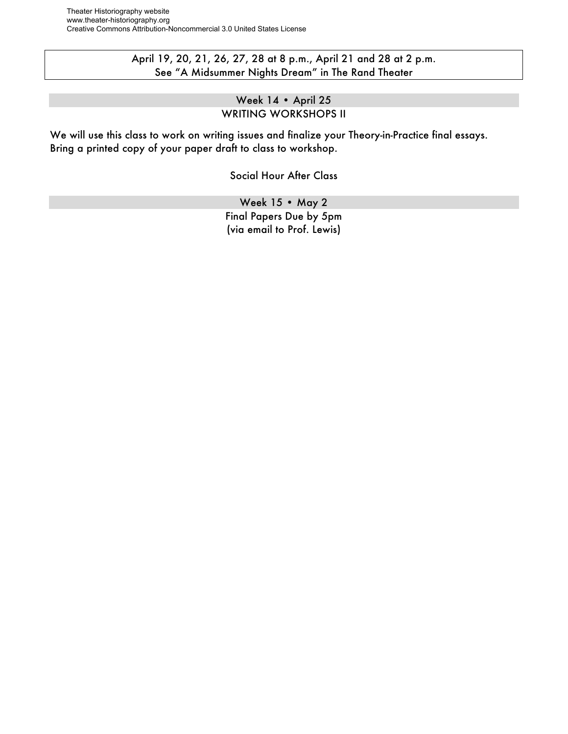April 19, 20, 21, 26, 27, 28 at 8 p.m., April 21 and 28 at 2 p.m.
See "A Midsummer Nights Dream" in The Rand Theater

## Week 14 • April 25

WRITING WORKSHOPS II

We will use this class to work on writing issues and finalize your Theory-in-Practice final essays. Bring a printed copy of your paper draft to class to workshop.

Social Hour After Class

## Week 15 • May 2

Final Papers Due by 5pm
(via email to Prof. Lewis)